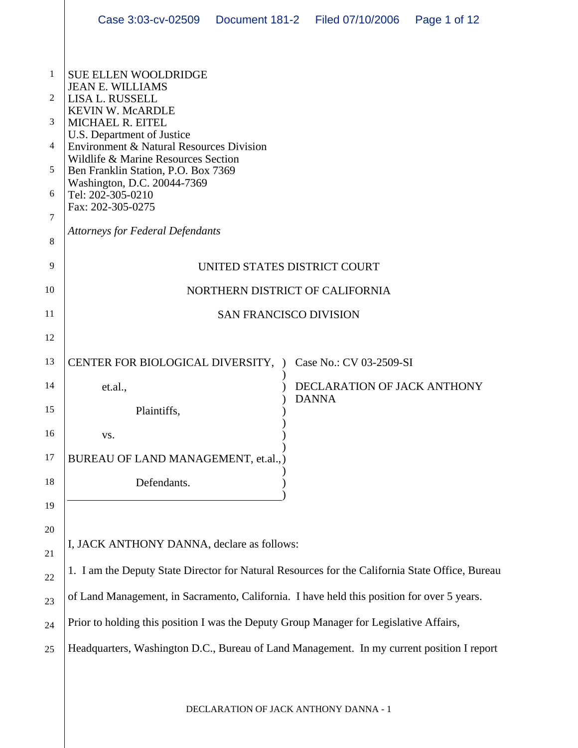SUE ELLEN WOOLDRIDGE
JEAN E. WILLIAMS
LISA L. RUSSELL
KEVIN W. McARDLE
MICHAEL R. EITEL
U.S. Department of Justice
Environment & Natural Resources Division
Wildlife & Marine Resources Section
Ben Franklin Station, P.O. Box 7369
Washington, D.C. 20044-7369
Tel: 202-305-0210
Fax: 202-305-0275

*Attorneys for Federal Defendants*

UNITED STATES DISTRICT COURT

NORTHERN DISTRICT OF CALIFORNIA

SAN FRANCISCO DIVISION

| | |
|---|---|
| CENTER FOR BIOLOGICAL DIVERSITY, et.al., Plaintiffs, vs. BUREAU OF LAND MANAGEMENT, et.al., Defendants. | Case No.: CV 03-2509-SI<br><br>DECLARATION OF JACK ANTHONY DANNA |

I, JACK ANTHONY DANNA, declare as follows:

1. I am the Deputy State Director for Natural Resources for the California State Office, Bureau of Land Management, in Sacramento, California. I have held this position for over 5 years. Prior to holding this position I was the Deputy Group Manager for Legislative Affairs, Headquarters, Washington D.C., Bureau of Land Management. In my current position I report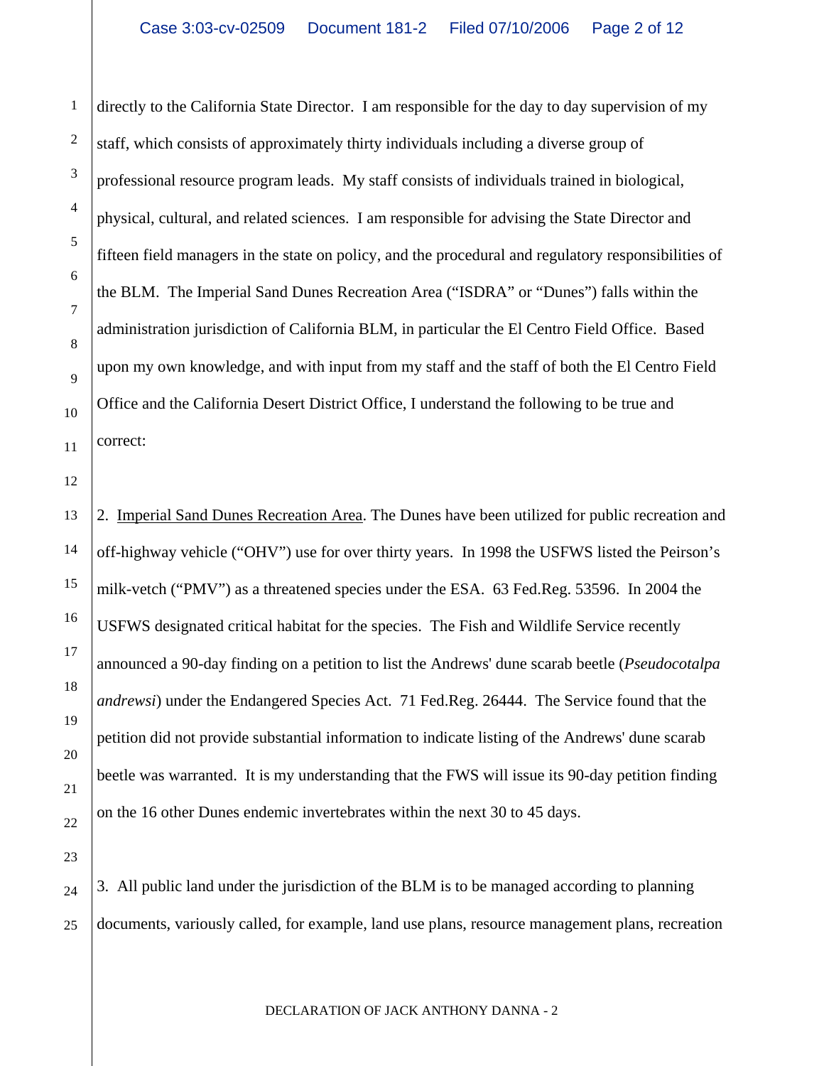directly to the California State Director. I am responsible for the day to day supervision of my staff, which consists of approximately thirty individuals including a diverse group of professional resource program leads. My staff consists of individuals trained in biological, physical, cultural, and related sciences. I am responsible for advising the State Director and fifteen field managers in the state on policy, and the procedural and regulatory responsibilities of the BLM. The Imperial Sand Dunes Recreation Area ("ISDRA" or "Dunes") falls within the administration jurisdiction of California BLM, in particular the El Centro Field Office. Based upon my own knowledge, and with input from my staff and the staff of both the El Centro Field Office and the California Desert District Office, I understand the following to be true and correct:

2. Imperial Sand Dunes Recreation Area. The Dunes have been utilized for public recreation and off-highway vehicle ("OHV") use for over thirty years. In 1998 the USFWS listed the Peirson's milk-vetch ("PMV") as a threatened species under the ESA. 63 Fed.Reg. 53596. In 2004 the USFWS designated critical habitat for the species. The Fish and Wildlife Service recently announced a 90-day finding on a petition to list the Andrews' dune scarab beetle (*Pseudocotalpa andrewsi*) under the Endangered Species Act. 71 Fed.Reg. 26444. The Service found that the petition did not provide substantial information to indicate listing of the Andrews' dune scarab beetle was warranted. It is my understanding that the FWS will issue its 90-day petition finding on the 16 other Dunes endemic invertebrates within the next 30 to 45 days.

3. All public land under the jurisdiction of the BLM is to be managed according to planning documents, variously called, for example, land use plans, resource management plans, recreation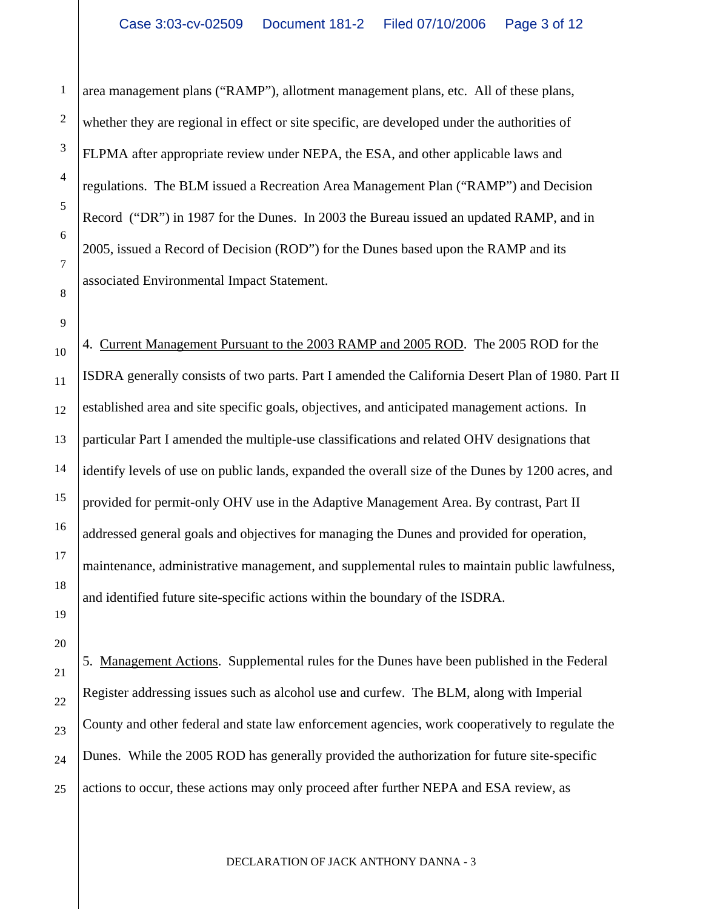area management plans ("RAMP"), allotment management plans, etc. All of these plans, whether they are regional in effect or site specific, are developed under the authorities of FLPMA after appropriate review under NEPA, the ESA, and other applicable laws and regulations. The BLM issued a Recreation Area Management Plan ("RAMP") and Decision Record ("DR") in 1987 for the Dunes. In 2003 the Bureau issued an updated RAMP, and in 2005, issued a Record of Decision (ROD") for the Dunes based upon the RAMP and its associated Environmental Impact Statement.

4. Current Management Pursuant to the 2003 RAMP and 2005 ROD. The 2005 ROD for the ISDRA generally consists of two parts. Part I amended the California Desert Plan of 1980. Part II established area and site specific goals, objectives, and anticipated management actions. In particular Part I amended the multiple-use classifications and related OHV designations that identify levels of use on public lands, expanded the overall size of the Dunes by 1200 acres, and provided for permit-only OHV use in the Adaptive Management Area. By contrast, Part II addressed general goals and objectives for managing the Dunes and provided for operation, maintenance, administrative management, and supplemental rules to maintain public lawfulness, and identified future site-specific actions within the boundary of the ISDRA.

5. Management Actions. Supplemental rules for the Dunes have been published in the Federal Register addressing issues such as alcohol use and curfew. The BLM, along with Imperial County and other federal and state law enforcement agencies, work cooperatively to regulate the Dunes. While the 2005 ROD has generally provided the authorization for future site-specific actions to occur, these actions may only proceed after further NEPA and ESA review, as

DECLARATION OF JACK ANTHONY DANNA - 3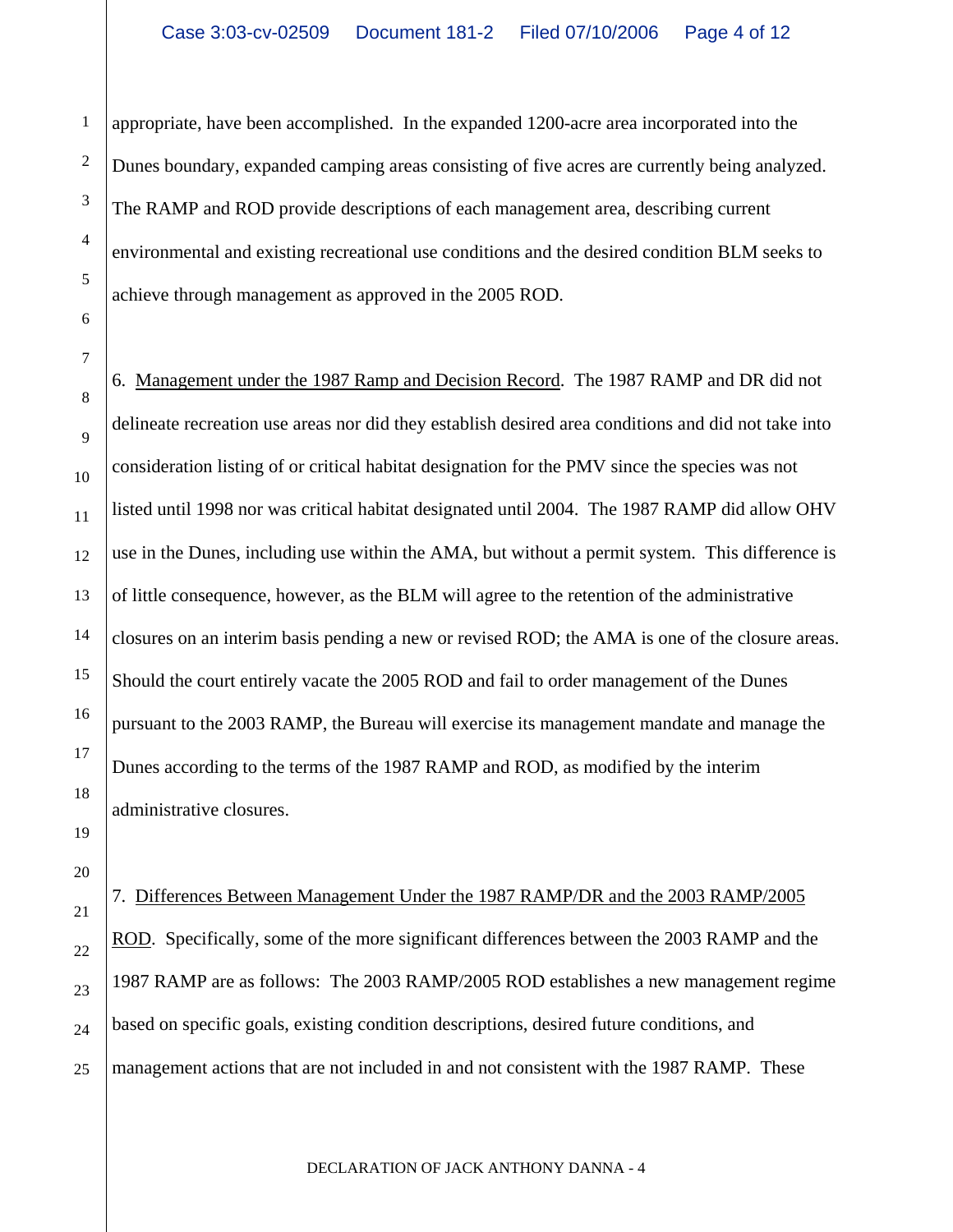appropriate, have been accomplished. In the expanded 1200-acre area incorporated into the Dunes boundary, expanded camping areas consisting of five acres are currently being analyzed. The RAMP and ROD provide descriptions of each management area, describing current environmental and existing recreational use conditions and the desired condition BLM seeks to achieve through management as approved in the 2005 ROD.

6. Management under the 1987 Ramp and Decision Record. The 1987 RAMP and DR did not delineate recreation use areas nor did they establish desired area conditions and did not take into consideration listing of or critical habitat designation for the PMV since the species was not listed until 1998 nor was critical habitat designated until 2004. The 1987 RAMP did allow OHV use in the Dunes, including use within the AMA, but without a permit system. This difference is of little consequence, however, as the BLM will agree to the retention of the administrative closures on an interim basis pending a new or revised ROD; the AMA is one of the closure areas. Should the court entirely vacate the 2005 ROD and fail to order management of the Dunes pursuant to the 2003 RAMP, the Bureau will exercise its management mandate and manage the Dunes according to the terms of the 1987 RAMP and ROD, as modified by the interim administrative closures.

7. Differences Between Management Under the 1987 RAMP/DR and the 2003 RAMP/2005 ROD. Specifically, some of the more significant differences between the 2003 RAMP and the 1987 RAMP are as follows: The 2003 RAMP/2005 ROD establishes a new management regime based on specific goals, existing condition descriptions, desired future conditions, and management actions that are not included in and not consistent with the 1987 RAMP. These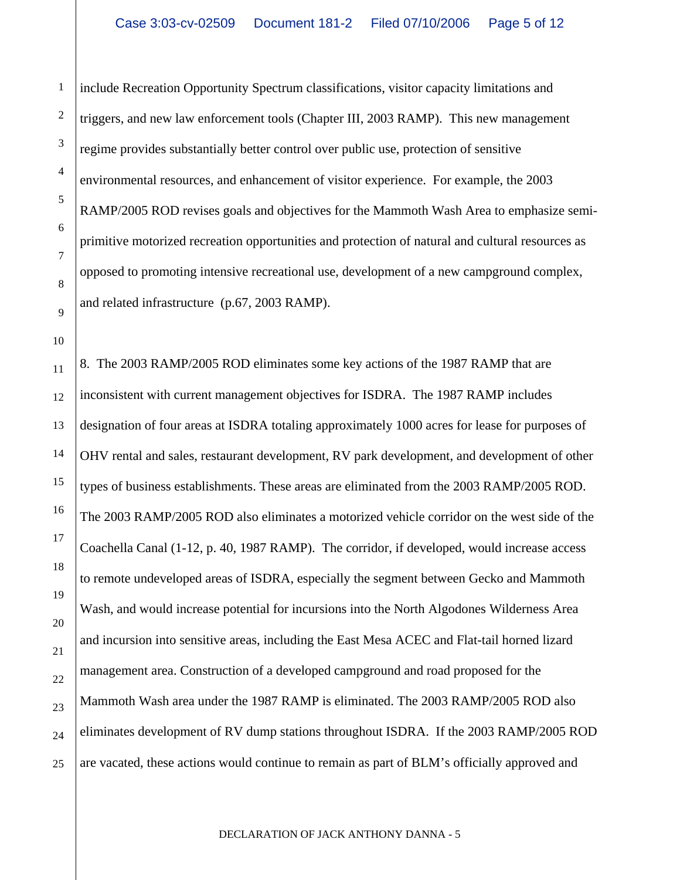include Recreation Opportunity Spectrum classifications, visitor capacity limitations and triggers, and new law enforcement tools (Chapter III, 2003 RAMP). This new management regime provides substantially better control over public use, protection of sensitive environmental resources, and enhancement of visitor experience. For example, the 2003 RAMP/2005 ROD revises goals and objectives for the Mammoth Wash Area to emphasize semi-primitive motorized recreation opportunities and protection of natural and cultural resources as opposed to promoting intensive recreational use, development of a new campground complex, and related infrastructure (p.67, 2003 RAMP).

8. The 2003 RAMP/2005 ROD eliminates some key actions of the 1987 RAMP that are inconsistent with current management objectives for ISDRA. The 1987 RAMP includes designation of four areas at ISDRA totaling approximately 1000 acres for lease for purposes of OHV rental and sales, restaurant development, RV park development, and development of other types of business establishments. These areas are eliminated from the 2003 RAMP/2005 ROD. The 2003 RAMP/2005 ROD also eliminates a motorized vehicle corridor on the west side of the Coachella Canal (1-12, p. 40, 1987 RAMP). The corridor, if developed, would increase access to remote undeveloped areas of ISDRA, especially the segment between Gecko and Mammoth Wash, and would increase potential for incursions into the North Algodones Wilderness Area and incursion into sensitive areas, including the East Mesa ACEC and Flat-tail horned lizard management area. Construction of a developed campground and road proposed for the Mammoth Wash area under the 1987 RAMP is eliminated. The 2003 RAMP/2005 ROD also eliminates development of RV dump stations throughout ISDRA. If the 2003 RAMP/2005 ROD are vacated, these actions would continue to remain as part of BLM's officially approved and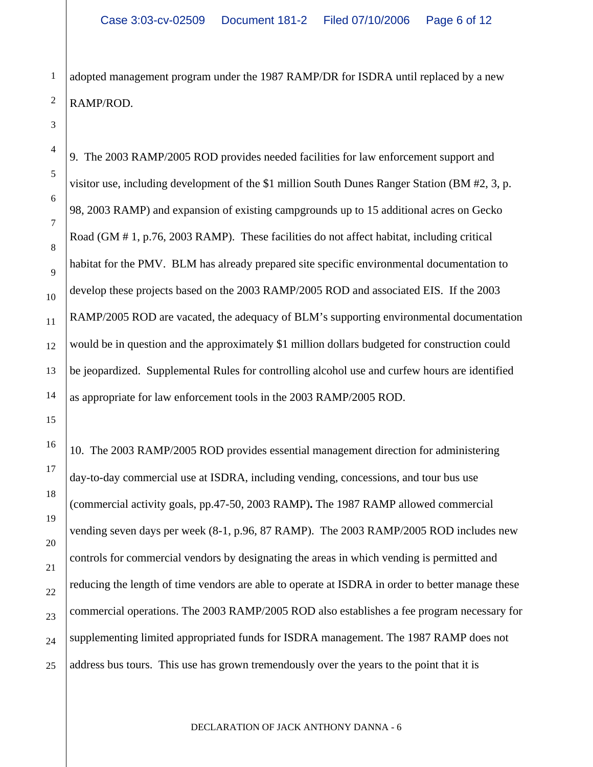adopted management program under the 1987 RAMP/DR for ISDRA until replaced by a new RAMP/ROD.

9. The 2003 RAMP/2005 ROD provides needed facilities for law enforcement support and visitor use, including development of the $1 million South Dunes Ranger Station (BM #2, 3, p. 98, 2003 RAMP) and expansion of existing campgrounds up to 15 additional acres on Gecko Road (GM # 1, p.76, 2003 RAMP). These facilities do not affect habitat, including critical habitat for the PMV. BLM has already prepared site specific environmental documentation to develop these projects based on the 2003 RAMP/2005 ROD and associated EIS. If the 2003 RAMP/2005 ROD are vacated, the adequacy of BLM's supporting environmental documentation would be in question and the approximately $1 million dollars budgeted for construction could be jeopardized. Supplemental Rules for controlling alcohol use and curfew hours are identified as appropriate for law enforcement tools in the 2003 RAMP/2005 ROD.

10. The 2003 RAMP/2005 ROD provides essential management direction for administering day-to-day commercial use at ISDRA, including vending, concessions, and tour bus use (commercial activity goals, pp.47-50, 2003 RAMP)**.** The 1987 RAMP allowed commercial vending seven days per week (8-1, p.96, 87 RAMP). The 2003 RAMP/2005 ROD includes new controls for commercial vendors by designating the areas in which vending is permitted and reducing the length of time vendors are able to operate at ISDRA in order to better manage these commercial operations. The 2003 RAMP/2005 ROD also establishes a fee program necessary for supplementing limited appropriated funds for ISDRA management. The 1987 RAMP does not address bus tours. This use has grown tremendously over the years to the point that it is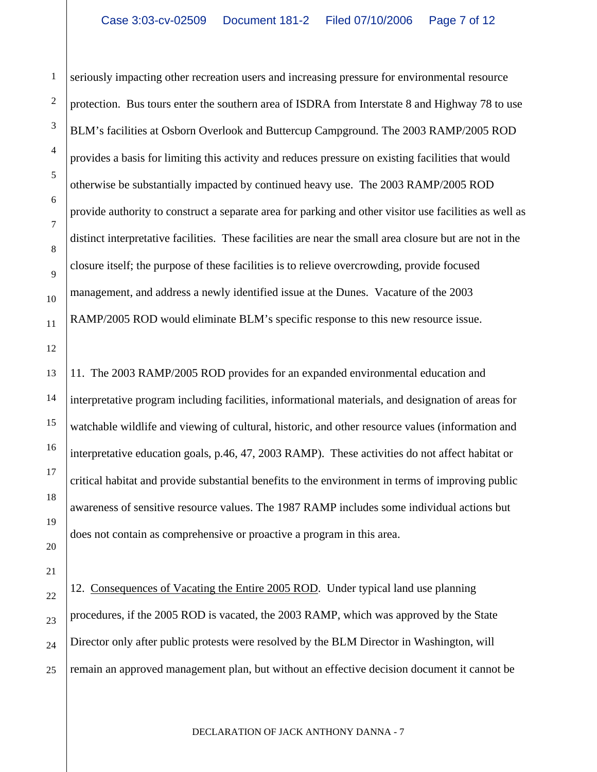seriously impacting other recreation users and increasing pressure for environmental resource protection. Bus tours enter the southern area of ISDRA from Interstate 8 and Highway 78 to use BLM's facilities at Osborn Overlook and Buttercup Campground. The 2003 RAMP/2005 ROD provides a basis for limiting this activity and reduces pressure on existing facilities that would otherwise be substantially impacted by continued heavy use. The 2003 RAMP/2005 ROD provide authority to construct a separate area for parking and other visitor use facilities as well as distinct interpretative facilities. These facilities are near the small area closure but are not in the closure itself; the purpose of these facilities is to relieve overcrowding, provide focused management, and address a newly identified issue at the Dunes. Vacature of the 2003 RAMP/2005 ROD would eliminate BLM's specific response to this new resource issue.

11. The 2003 RAMP/2005 ROD provides for an expanded environmental education and interpretative program including facilities, informational materials, and designation of areas for watchable wildlife and viewing of cultural, historic, and other resource values (information and interpretative education goals, p.46, 47, 2003 RAMP). These activities do not affect habitat or critical habitat and provide substantial benefits to the environment in terms of improving public awareness of sensitive resource values. The 1987 RAMP includes some individual actions but does not contain as comprehensive or proactive a program in this area.

12. <u>Consequences of Vacating the Entire 2005 ROD</u>. Under typical land use planning procedures, if the 2005 ROD is vacated, the 2003 RAMP, which was approved by the State Director only after public protests were resolved by the BLM Director in Washington, will remain an approved management plan, but without an effective decision document it cannot be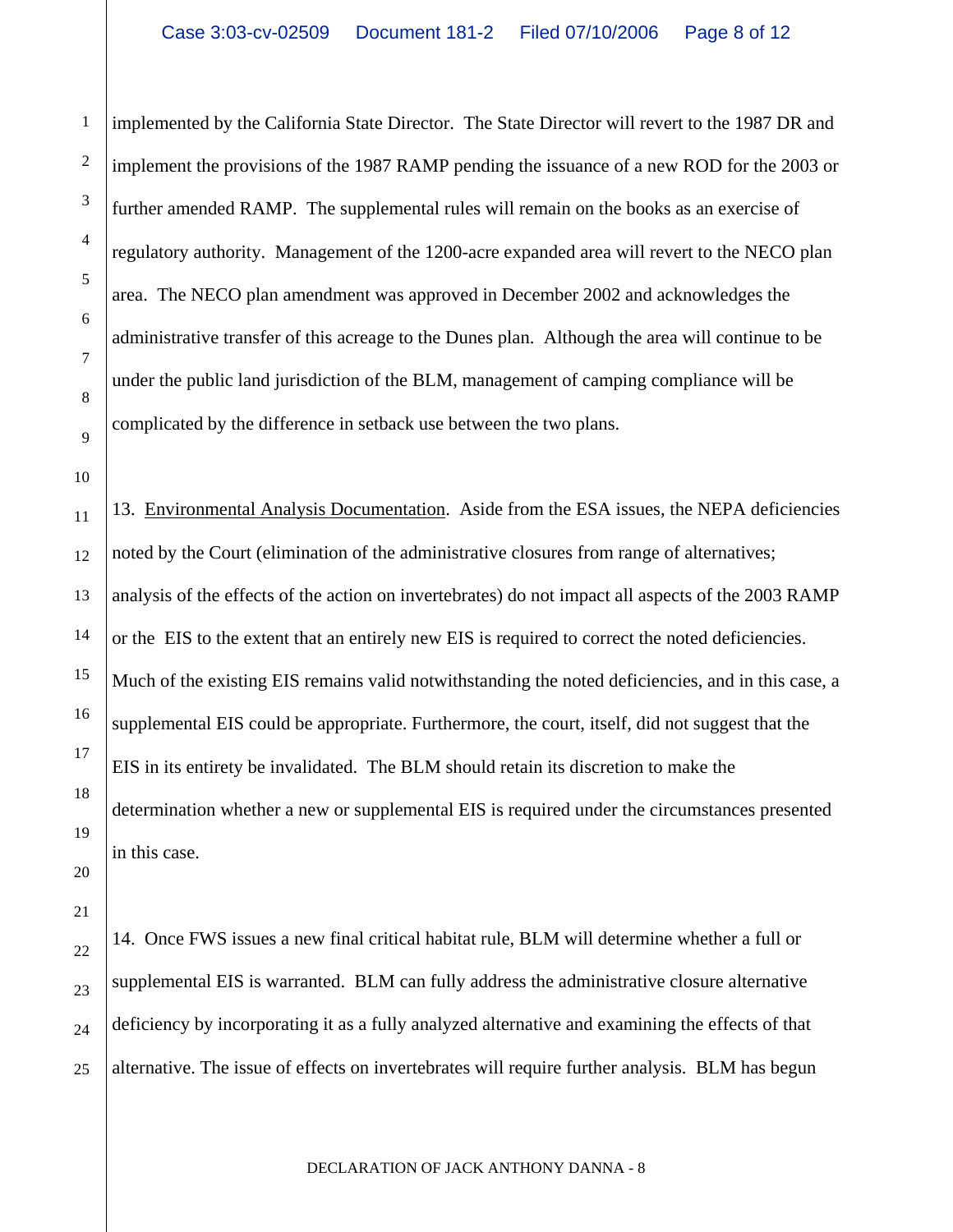implemented by the California State Director. The State Director will revert to the 1987 DR and implement the provisions of the 1987 RAMP pending the issuance of a new ROD for the 2003 or further amended RAMP. The supplemental rules will remain on the books as an exercise of regulatory authority. Management of the 1200-acre expanded area will revert to the NECO plan area. The NECO plan amendment was approved in December 2002 and acknowledges the administrative transfer of this acreage to the Dunes plan. Although the area will continue to be under the public land jurisdiction of the BLM, management of camping compliance will be complicated by the difference in setback use between the two plans.

13. Environmental Analysis Documentation. Aside from the ESA issues, the NEPA deficiencies noted by the Court (elimination of the administrative closures from range of alternatives; analysis of the effects of the action on invertebrates) do not impact all aspects of the 2003 RAMP or the EIS to the extent that an entirely new EIS is required to correct the noted deficiencies. Much of the existing EIS remains valid notwithstanding the noted deficiencies, and in this case, a supplemental EIS could be appropriate. Furthermore, the court, itself, did not suggest that the EIS in its entirety be invalidated. The BLM should retain its discretion to make the determination whether a new or supplemental EIS is required under the circumstances presented in this case.

14. Once FWS issues a new final critical habitat rule, BLM will determine whether a full or supplemental EIS is warranted. BLM can fully address the administrative closure alternative deficiency by incorporating it as a fully analyzed alternative and examining the effects of that alternative. The issue of effects on invertebrates will require further analysis. BLM has begun

DECLARATION OF JACK ANTHONY DANNA - 8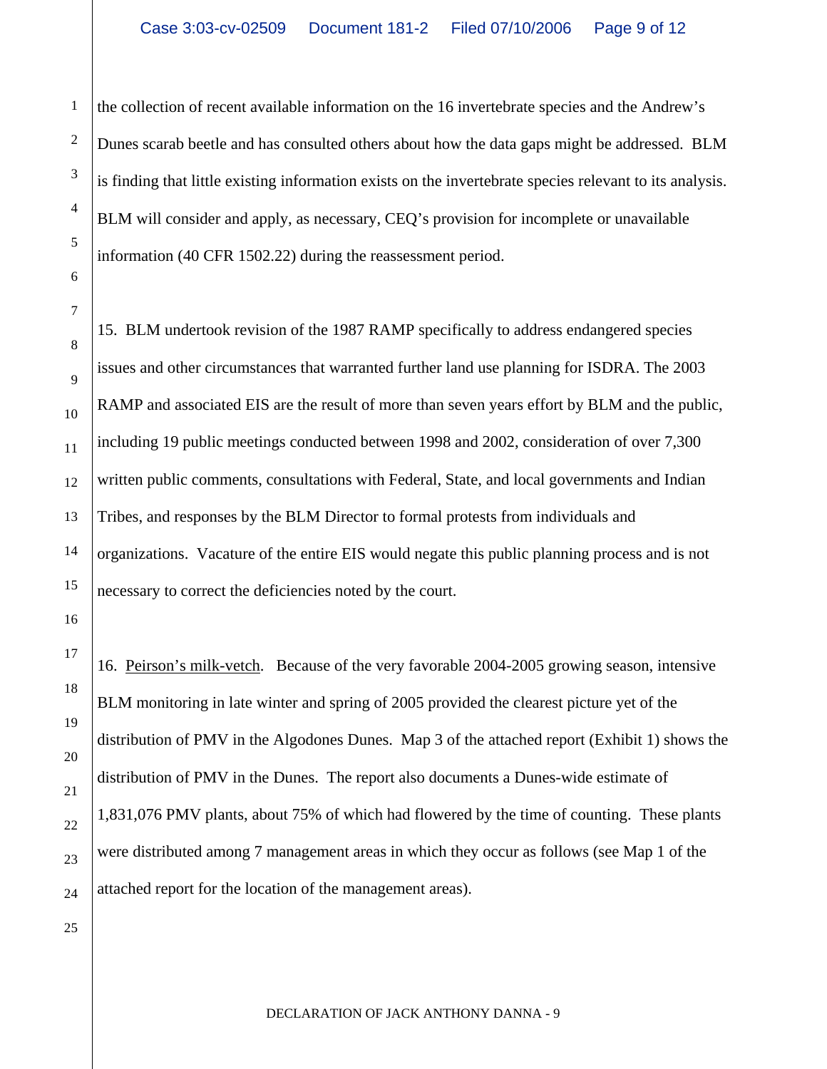the collection of recent available information on the 16 invertebrate species and the Andrew's Dunes scarab beetle and has consulted others about how the data gaps might be addressed. BLM is finding that little existing information exists on the invertebrate species relevant to its analysis. BLM will consider and apply, as necessary, CEQ's provision for incomplete or unavailable information (40 CFR 1502.22) during the reassessment period.

15. BLM undertook revision of the 1987 RAMP specifically to address endangered species issues and other circumstances that warranted further land use planning for ISDRA. The 2003 RAMP and associated EIS are the result of more than seven years effort by BLM and the public, including 19 public meetings conducted between 1998 and 2002, consideration of over 7,300 written public comments, consultations with Federal, State, and local governments and Indian Tribes, and responses by the BLM Director to formal protests from individuals and organizations. Vacature of the entire EIS would negate this public planning process and is not necessary to correct the deficiencies noted by the court.

16. Peirson's milk-vetch. Because of the very favorable 2004-2005 growing season, intensive BLM monitoring in late winter and spring of 2005 provided the clearest picture yet of the distribution of PMV in the Algodones Dunes. Map 3 of the attached report (Exhibit 1) shows the distribution of PMV in the Dunes. The report also documents a Dunes-wide estimate of 1,831,076 PMV plants, about 75% of which had flowered by the time of counting. These plants were distributed among 7 management areas in which they occur as follows (see Map 1 of the attached report for the location of the management areas).

DECLARATION OF JACK ANTHONY DANNA - 9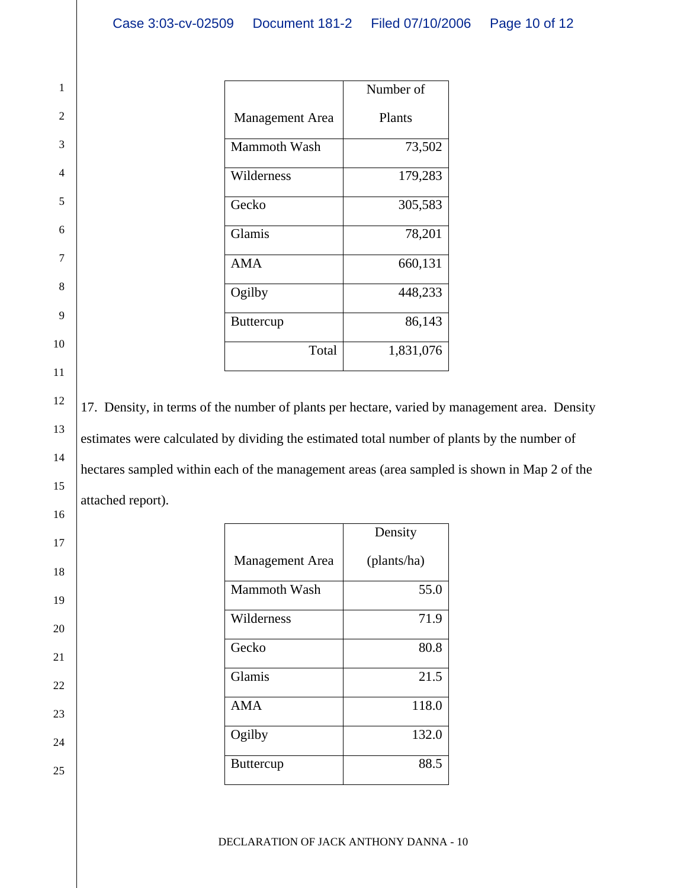| Management Area | Number of Plants |
|---|---|
| Mammoth Wash | 73,502 |
| Wilderness | 179,283 |
| Gecko | 305,583 |
| Glamis | 78,201 |
| AMA | 660,131 |
| Ogilby | 448,233 |
| Buttercup | 86,143 |
| Total | 1,831,076 |

17. Density, in terms of the number of plants per hectare, varied by management area. Density estimates were calculated by dividing the estimated total number of plants by the number of hectares sampled within each of the management areas (area sampled is shown in Map 2 of the attached report).

| Management Area | Density (plants/ha) |
|---|---|
| Mammoth Wash | 55.0 |
| Wilderness | 71.9 |
| Gecko | 80.8 |
| Glamis | 21.5 |
| AMA | 118.0 |
| Ogilby | 132.0 |
| Buttercup | 88.5 |

DECLARATION OF JACK ANTHONY DANNA - 10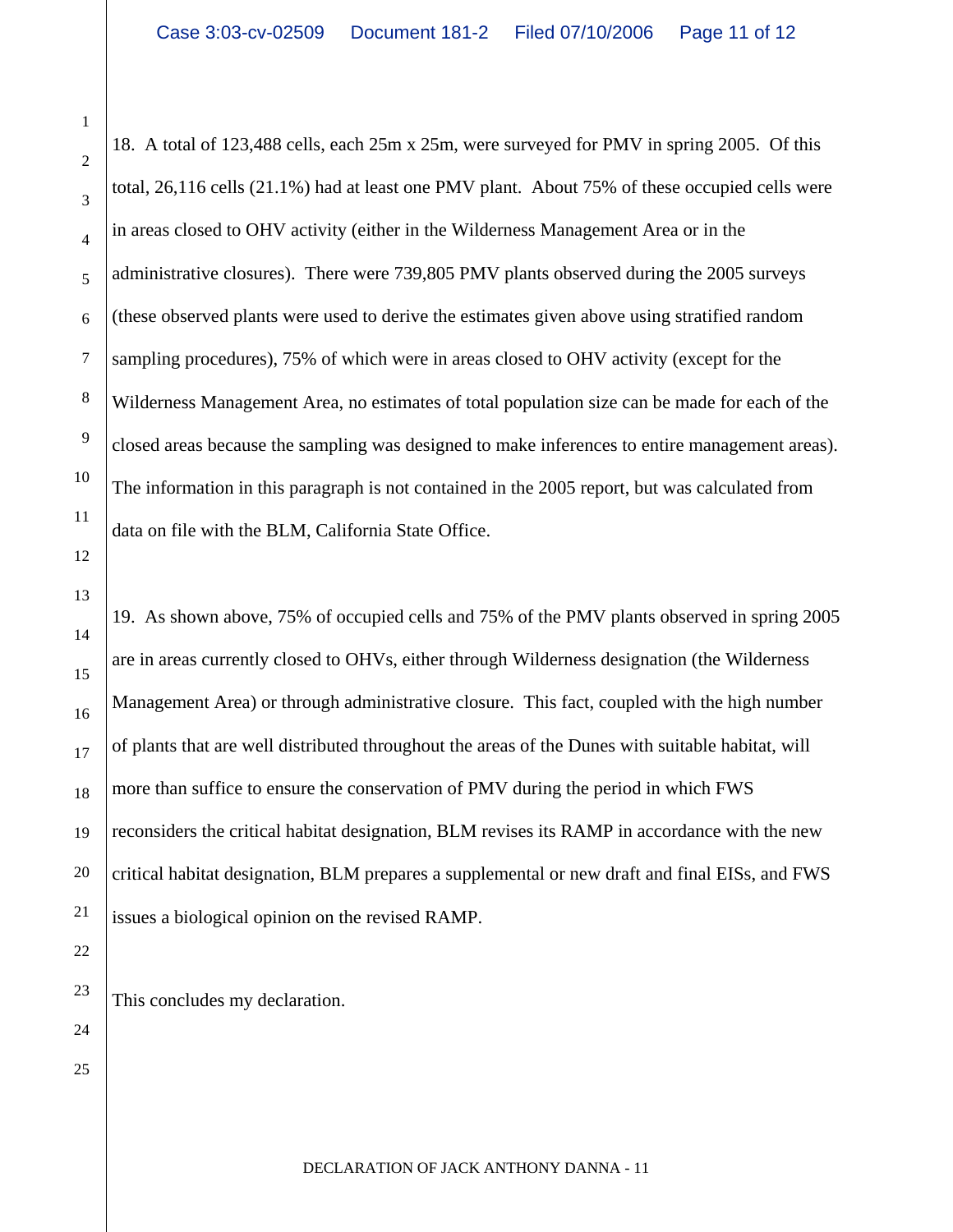18. A total of 123,488 cells, each 25m x 25m, were surveyed for PMV in spring 2005. Of this total, 26,116 cells (21.1%) had at least one PMV plant. About 75% of these occupied cells were in areas closed to OHV activity (either in the Wilderness Management Area or in the administrative closures). There were 739,805 PMV plants observed during the 2005 surveys (these observed plants were used to derive the estimates given above using stratified random sampling procedures), 75% of which were in areas closed to OHV activity (except for the Wilderness Management Area, no estimates of total population size can be made for each of the closed areas because the sampling was designed to make inferences to entire management areas). The information in this paragraph is not contained in the 2005 report, but was calculated from data on file with the BLM, California State Office.

19. As shown above, 75% of occupied cells and 75% of the PMV plants observed in spring 2005 are in areas currently closed to OHVs, either through Wilderness designation (the Wilderness Management Area) or through administrative closure. This fact, coupled with the high number of plants that are well distributed throughout the areas of the Dunes with suitable habitat, will more than suffice to ensure the conservation of PMV during the period in which FWS reconsiders the critical habitat designation, BLM revises its RAMP in accordance with the new critical habitat designation, BLM prepares a supplemental or new draft and final EISs, and FWS issues a biological opinion on the revised RAMP.

This concludes my declaration.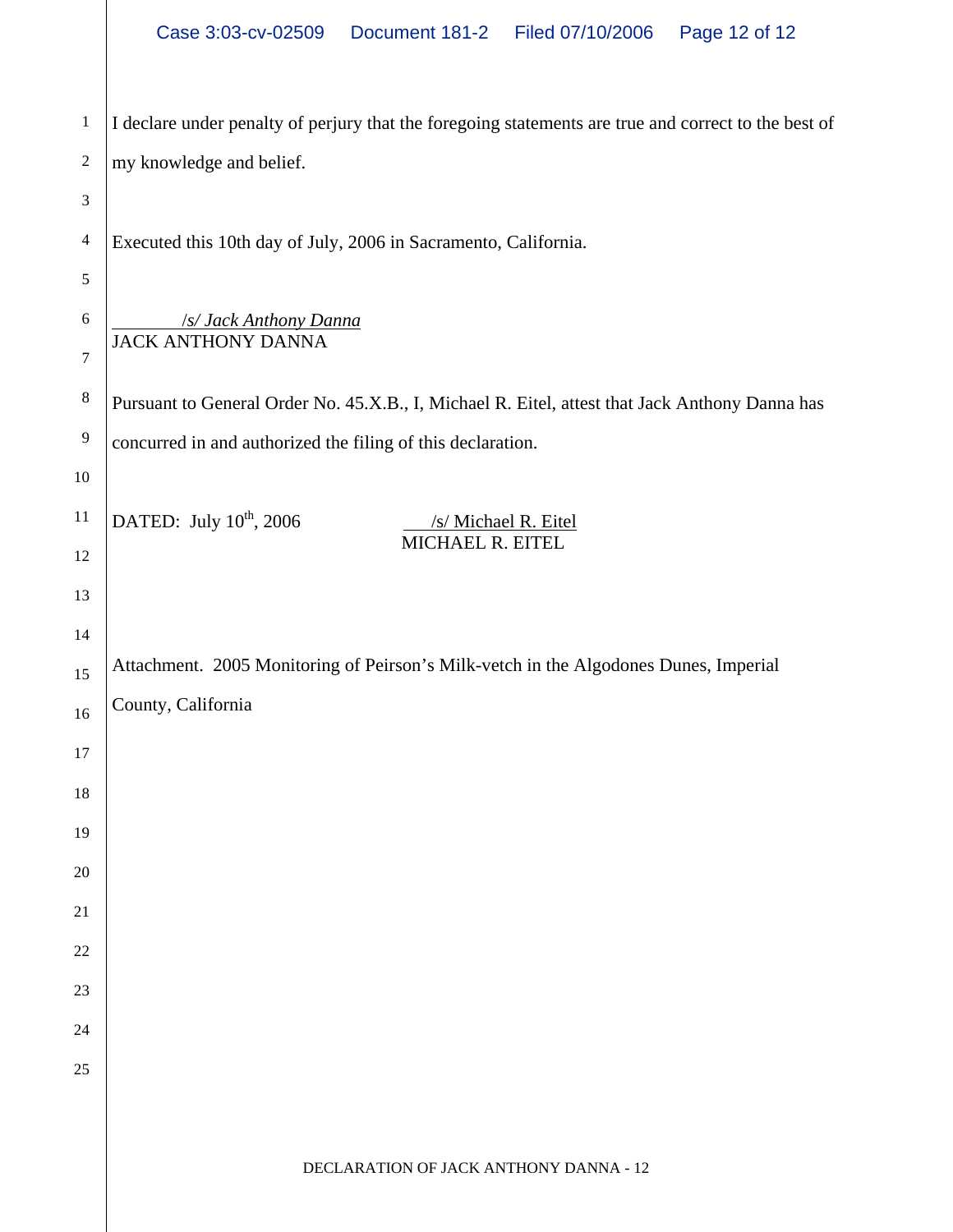I declare under penalty of perjury that the foregoing statements are true and correct to the best of my knowledge and belief.

Executed this 10th day of July, 2006 in Sacramento, California.

*/s/ Jack Anthony Danna*
JACK ANTHONY DANNA

Pursuant to General Order No. 45.X.B., I, Michael R. Eitel, attest that Jack Anthony Danna has concurred in and authorized the filing of this declaration.

DATED: July 10th, 2006

/s/ Michael R. Eitel
MICHAEL R. EITEL

Attachment. 2005 Monitoring of Peirson's Milk-vetch in the Algodones Dunes, Imperial County, California

DECLARATION OF JACK ANTHONY DANNA - 12